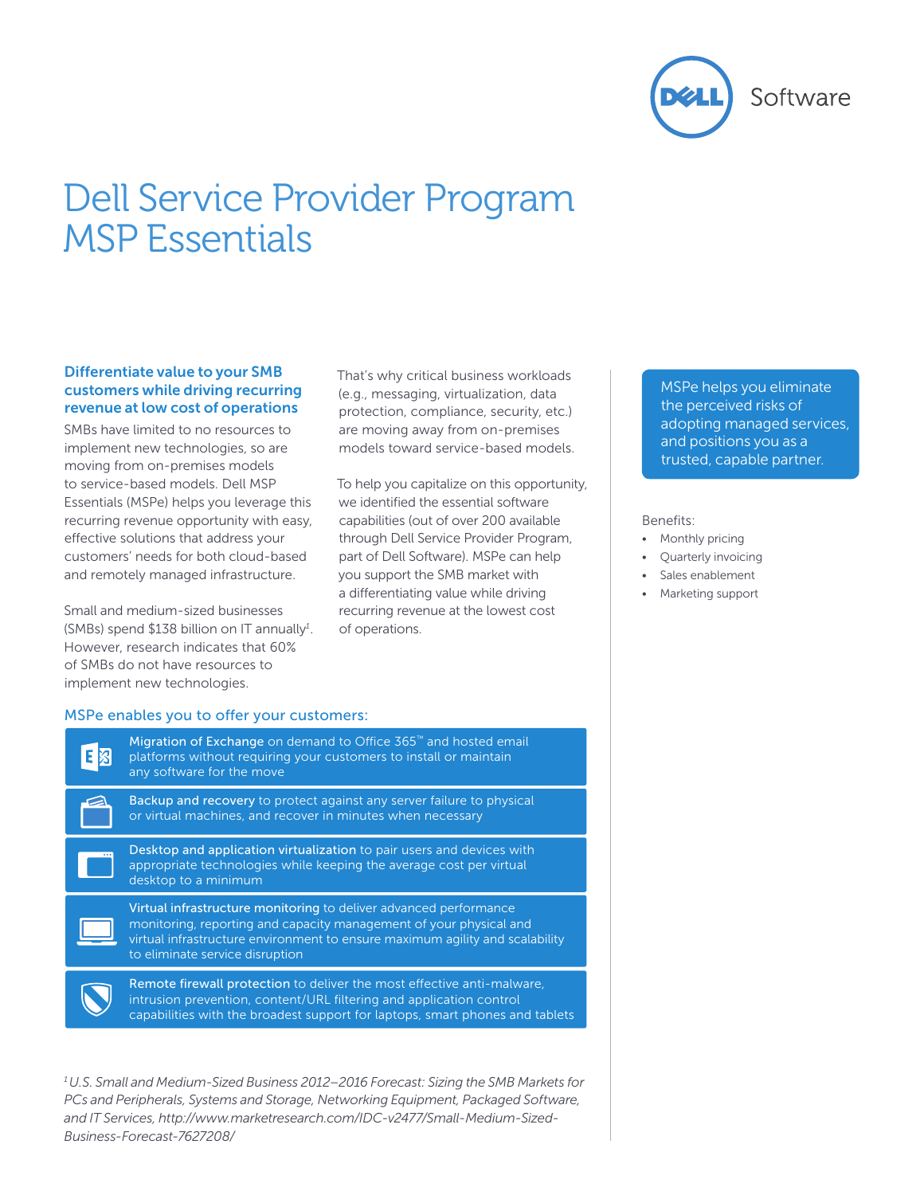# Dell Service Provider Program MSP Essentials

### Differentiate value to your SMB customers while driving recurring revenue at low cost of operations

SMBs have limited to no resources to implement new technologies, so are moving from on-premises models to service-based models. Dell MSP Essentials (MSPe) helps you leverage this recurring revenue opportunity with easy, effective solutions that address your customers' needs for both cloud-based and remotely managed infrastructure.

Small and medium-sized businesses (SMBs) spend $138 billion on IT annually[1]. However, research indicates that 60% of SMBs do not have resources to implement new technologies.

That's why critical business workloads (e.g., messaging, virtualization, data protection, compliance, security, etc.) are moving away from on-premises models toward service-based models.

To help you capitalize on this opportunity, we identified the essential software capabilities (out of over 200 available through Dell Service Provider Program, part of Dell Software). MSPe can help you support the SMB market with a differentiating value while driving recurring revenue at the lowest cost of operations.

MSPe helps you eliminate the perceived risks of adopting managed services, and positions you as a trusted, capable partner.

Benefits:

- Monthly pricing
- Quarterly invoicing
- Sales enablement
- Marketing support

### MSPe enables you to offer your customers:

- **Migration of Exchange** on demand to Office 365™ and hosted email platforms without requiring your customers to install or maintain any software for the move
- **Backup and recovery** to protect against any server failure to physical or virtual machines, and recover in minutes when necessary
- **Desktop and application virtualization** to pair users and devices with appropriate technologies while keeping the average cost per virtual desktop to a minimum
- **Virtual infrastructure monitoring** to deliver advanced performance monitoring, reporting and capacity management of your physical and virtual infrastructure environment to ensure maximum agility and scalability to eliminate service disruption
- **Remote firewall protection** to deliver the most effective anti-malware, intrusion prevention, content/URL filtering and application control capabilities with the broadest support for laptops, smart phones and tablets

[1] *U.S. Small and Medium-Sized Business 2012–2016 Forecast: Sizing the SMB Markets for PCs and Peripherals, Systems and Storage, Networking Equipment, Packaged Software, and IT Services, http://www.marketresearch.com/IDC-v2477/Small-Medium-Sized-Business-Forecast-7627208/*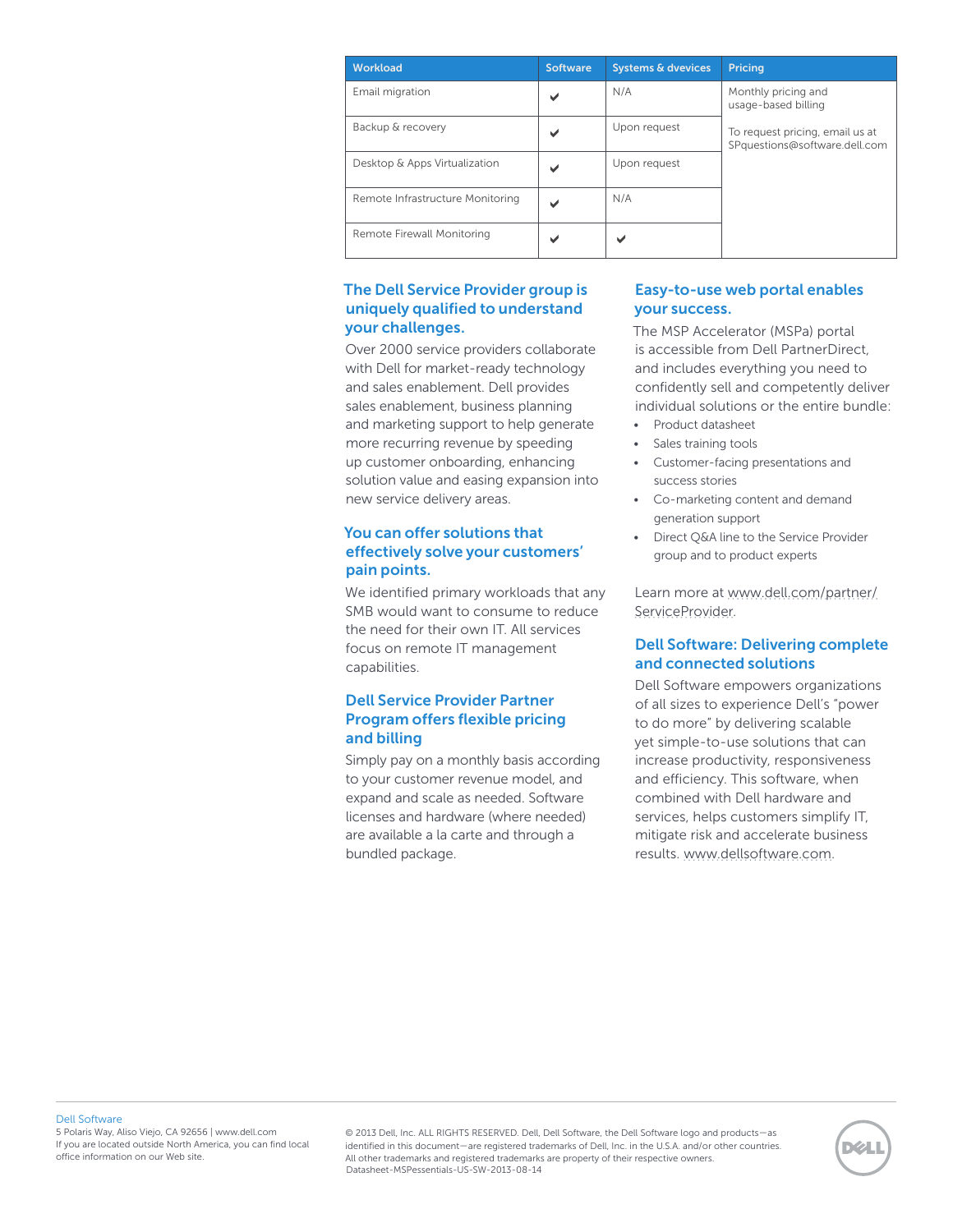| Workload | Software | Systems & dvevices | Pricing |
|---|---|---|---|
| Email migration | ✔ | N/A | Monthly pricing and usage-based billing<br><br>To request pricing, email us at SPquestions@software.dell.com |
| Backup & recovery | ✔ | Upon request | |
| Desktop & Apps Virtualization | ✔ | Upon request | |
| Remote Infrastructure Monitoring | ✔ | N/A | |
| Remote Firewall Monitoring | ✔ | ✔ | |

## The Dell Service Provider group is uniquely qualified to understand your challenges.

Over 2000 service providers collaborate with Dell for market-ready technology and sales enablement. Dell provides sales enablement, business planning and marketing support to help generate more recurring revenue by speeding up customer onboarding, enhancing solution value and easing expansion into new service delivery areas.

## You can offer solutions that effectively solve your customers' pain points.

We identified primary workloads that any SMB would want to consume to reduce the need for their own IT. All services focus on remote IT management capabilities.

## Dell Service Provider Partner Program offers flexible pricing and billing

Simply pay on a monthly basis according to your customer revenue model, and expand and scale as needed. Software licenses and hardware (where needed) are available a la carte and through a bundled package.

## Easy-to-use web portal enables your success.

The MSP Accelerator (MSPa) portal is accessible from Dell PartnerDirect, and includes everything you need to confidently sell and competently deliver individual solutions or the entire bundle:

- Product datasheet
- Sales training tools
- Customer-facing presentations and success stories
- Co-marketing content and demand generation support
- Direct Q&A line to the Service Provider group and to product experts

Learn more at www.dell.com/partner/ServiceProvider.

## Dell Software: Delivering complete and connected solutions

Dell Software empowers organizations of all sizes to experience Dell's "power to do more" by delivering scalable yet simple-to-use solutions that can increase productivity, responsiveness and efficiency. This software, when combined with Dell hardware and services, helps customers simplify IT, mitigate risk and accelerate business results. www.dellsoftware.com.

Dell Software
5 Polaris Way, Aliso Viejo, CA 92656 | www.dell.com
If you are located outside North America, you can find local office information on our Web site.

© 2013 Dell, Inc. ALL RIGHTS RESERVED. Dell, Dell Software, the Dell Software logo and products—as identified in this document—are registered trademarks of Dell, Inc. in the U.S.A. and/or other countries. All other trademarks and registered trademarks are property of their respective owners.
Datasheet-MSPessentials-US-SW-2013-08-14